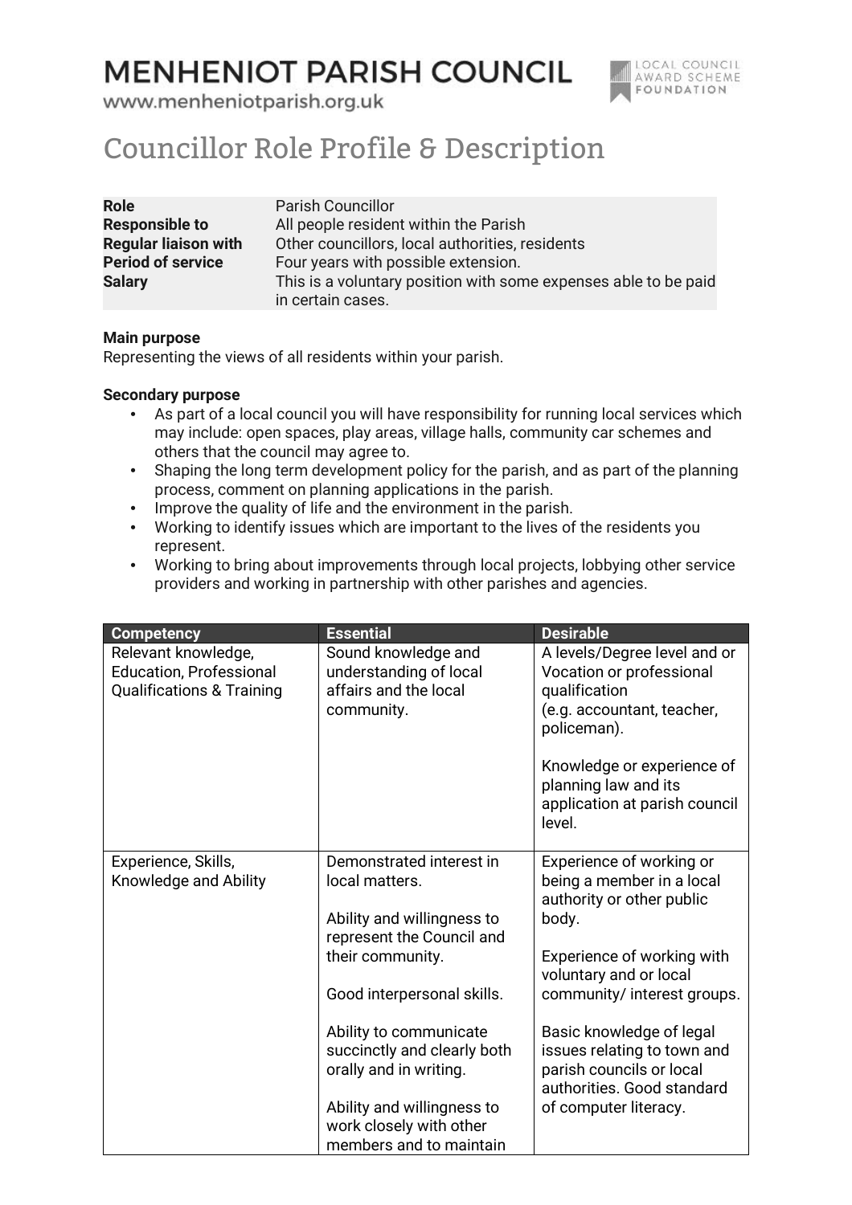# MENHENIOT PARISH COUNCIL

www.menheniotparish.org.uk

LOCAL COUNCIL AWARD SCHEME FOUNDATION

## Councillor Role Profile & Description

| **Role** | Parish Councillor |
|---|---|
| **Responsible to** | All people resident within the Parish |
| **Regular liaison with** | Other councillors, local authorities, residents |
| **Period of service** | Four years with possible extension. |
| **Salary** | This is a voluntary position with some expenses able to be paid in certain cases. |

**Main purpose**

Representing the views of all residents within your parish.

**Secondary purpose**

- As part of a local council you will have responsibility for running local services which may include: open spaces, play areas, village halls, community car schemes and others that the council may agree to.
- Shaping the long term development policy for the parish, and as part of the planning process, comment on planning applications in the parish.
- Improve the quality of life and the environment in the parish.
- Working to identify issues which are important to the lives of the residents you represent.
- Working to bring about improvements through local projects, lobbying other service providers and working in partnership with other parishes and agencies.

| Competency | Essential | Desirable |
|---|---|---|
| Relevant knowledge, Education, Professional Qualifications & Training | Sound knowledge and understanding of local affairs and the local community. | A levels/Degree level and or Vocation or professional qualification (e.g. accountant, teacher, policeman).<br><br>Knowledge or experience of planning law and its application at parish council level. |
| Experience, Skills, Knowledge and Ability | Demonstrated interest in local matters.<br><br>Ability and willingness to represent the Council and their community.<br><br>Good interpersonal skills.<br><br>Ability to communicate succinctly and clearly both orally and in writing.<br><br>Ability and willingness to work closely with other members and to maintain | Experience of working or being a member in a local authority or other public body.<br><br>Experience of working with voluntary and or local community/ interest groups.<br><br>Basic knowledge of legal issues relating to town and parish councils or local authorities. Good standard of computer literacy. |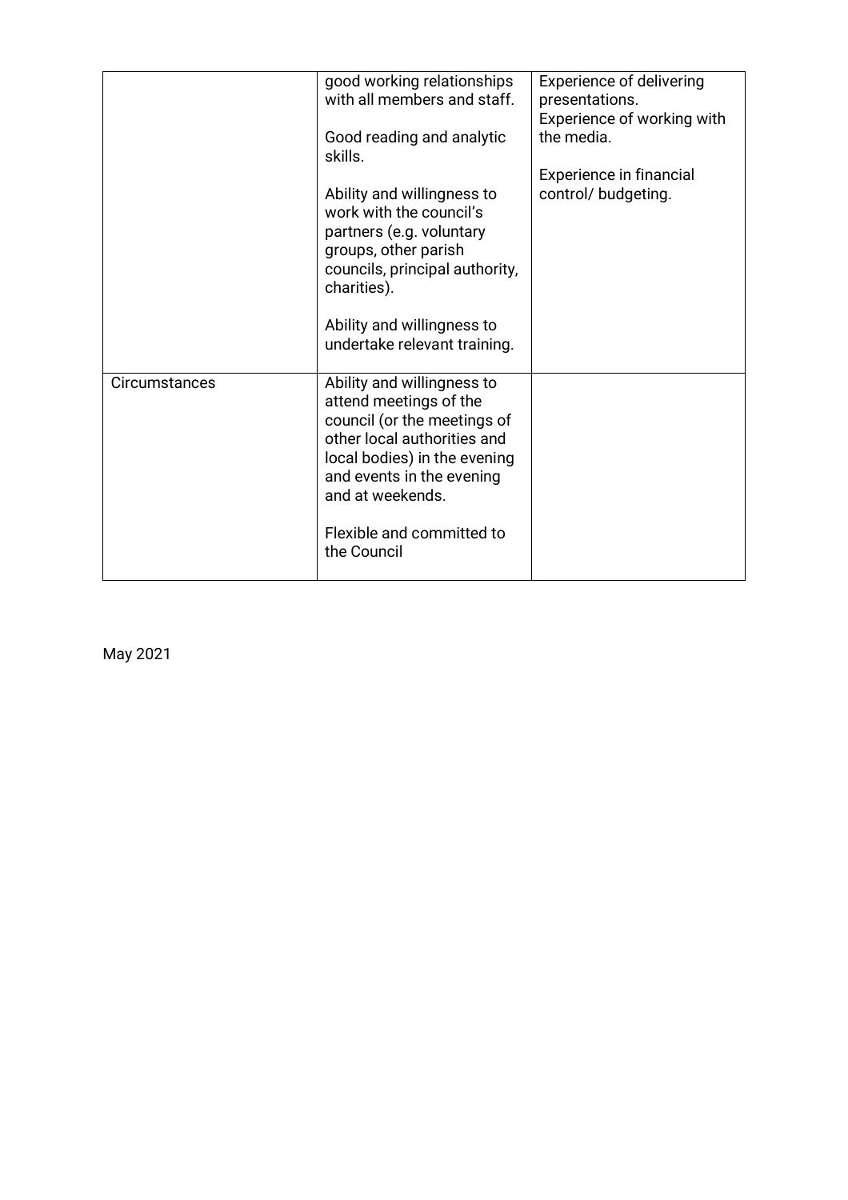| | | |
|---|---|---|
| | good working relationships with all members and staff.<br><br>Good reading and analytic skills.<br><br>Ability and willingness to work with the council's partners (e.g. voluntary groups, other parish councils, principal authority, charities).<br><br>Ability and willingness to undertake relevant training. | Experience of delivering presentations.<br>Experience of working with the media.<br><br>Experience in financial control/ budgeting. |
| Circumstances | Ability and willingness to attend meetings of the council (or the meetings of other local authorities and local bodies) in the evening and events in the evening and at weekends.<br><br>Flexible and committed to the Council | |

May 2021